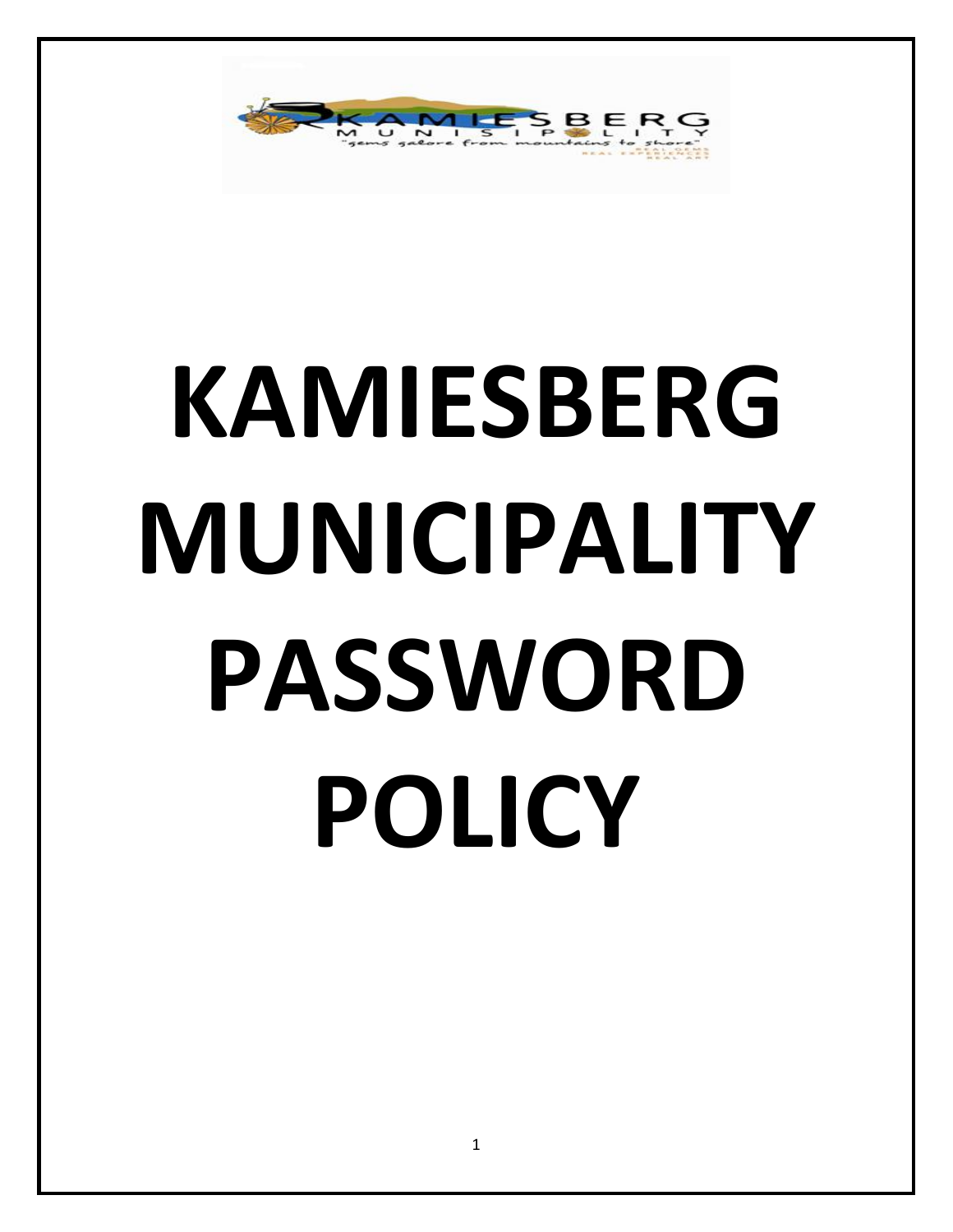# KAMIESBERG MUNICIPALITY PASSWORD POLICY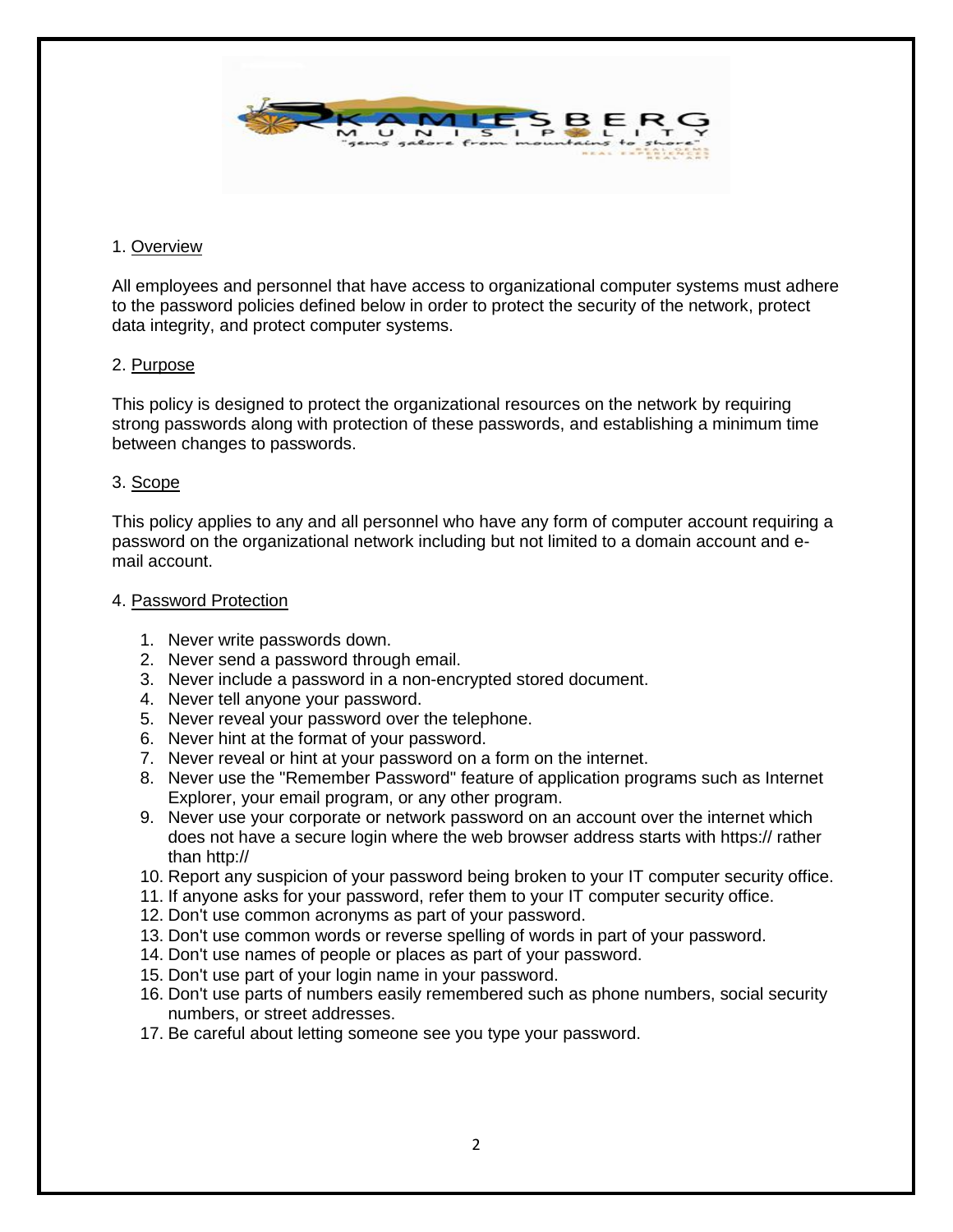## 1. Overview

All employees and personnel that have access to organizational computer systems must adhere to the password policies defined below in order to protect the security of the network, protect data integrity, and protect computer systems.

## 2. Purpose

This policy is designed to protect the organizational resources on the network by requiring strong passwords along with protection of these passwords, and establishing a minimum time between changes to passwords.

## 3. Scope

This policy applies to any and all personnel who have any form of computer account requiring a password on the organizational network including but not limited to a domain account and e-mail account.

## 4. Password Protection

1. Never write passwords down.
2. Never send a password through email.
3. Never include a password in a non-encrypted stored document.
4. Never tell anyone your password.
5. Never reveal your password over the telephone.
6. Never hint at the format of your password.
7. Never reveal or hint at your password on a form on the internet.
8. Never use the "Remember Password" feature of application programs such as Internet Explorer, your email program, or any other program.
9. Never use your corporate or network password on an account over the internet which does not have a secure login where the web browser address starts with https:// rather than http://
10. Report any suspicion of your password being broken to your IT computer security office.
11. If anyone asks for your password, refer them to your IT computer security office.
12. Don't use common acronyms as part of your password.
13. Don't use common words or reverse spelling of words in part of your password.
14. Don't use names of people or places as part of your password.
15. Don't use part of your login name in your password.
16. Don't use parts of numbers easily remembered such as phone numbers, social security numbers, or street addresses.
17. Be careful about letting someone see you type your password.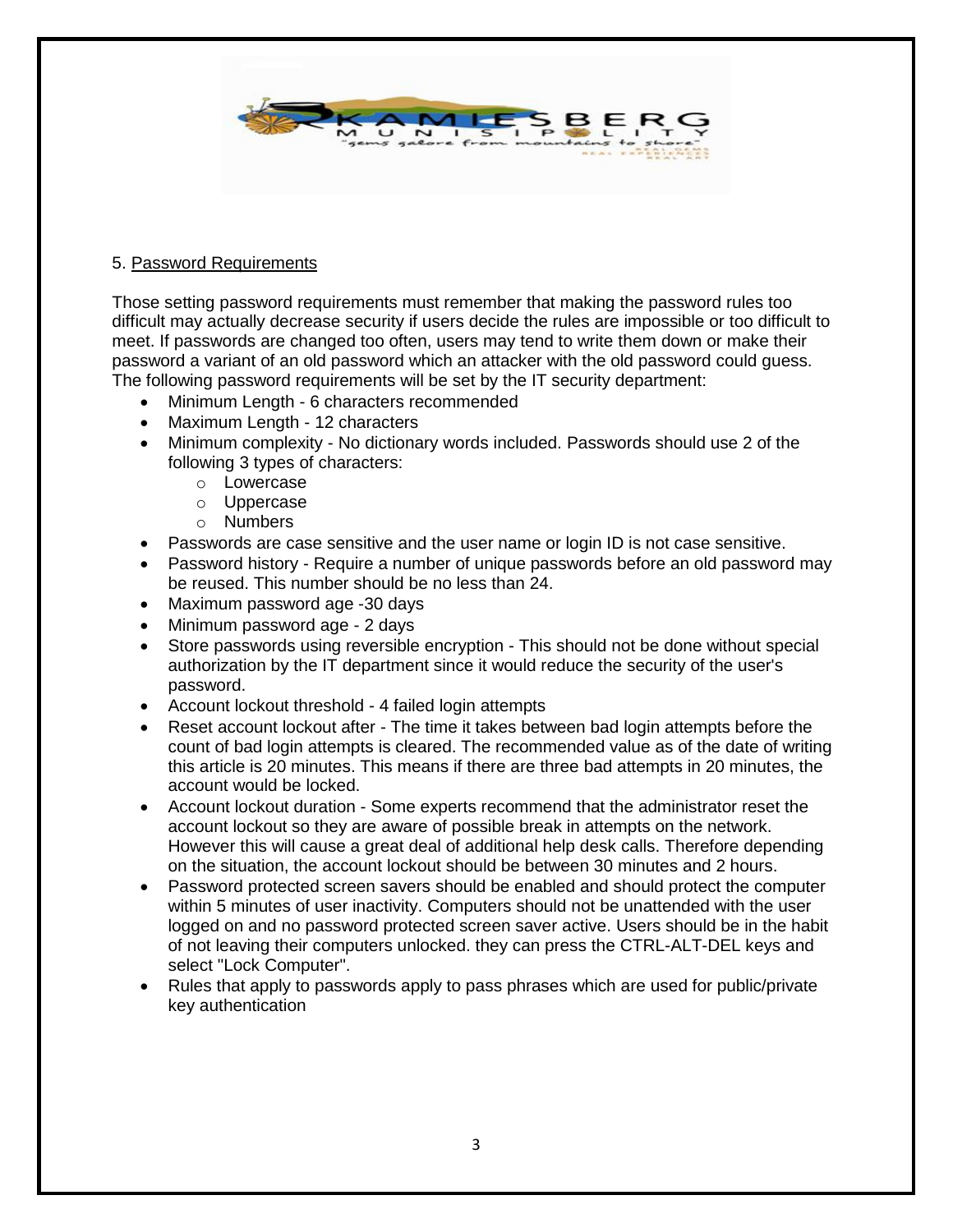## 5. Password Requirements

Those setting password requirements must remember that making the password rules too difficult may actually decrease security if users decide the rules are impossible or too difficult to meet. If passwords are changed too often, users may tend to write them down or make their password a variant of an old password which an attacker with the old password could guess. The following password requirements will be set by the IT security department:

- Minimum Length - 6 characters recommended
- Maximum Length - 12 characters
- Minimum complexity - No dictionary words included. Passwords should use 2 of the following 3 types of characters:
  - Lowercase
  - Uppercase
  - Numbers
- Passwords are case sensitive and the user name or login ID is not case sensitive.
- Password history - Require a number of unique passwords before an old password may be reused. This number should be no less than 24.
- Maximum password age -30 days
- Minimum password age - 2 days
- Store passwords using reversible encryption - This should not be done without special authorization by the IT department since it would reduce the security of the user's password.
- Account lockout threshold - 4 failed login attempts
- Reset account lockout after - The time it takes between bad login attempts before the count of bad login attempts is cleared. The recommended value as of the date of writing this article is 20 minutes. This means if there are three bad attempts in 20 minutes, the account would be locked.
- Account lockout duration - Some experts recommend that the administrator reset the account lockout so they are aware of possible break in attempts on the network. However this will cause a great deal of additional help desk calls. Therefore depending on the situation, the account lockout should be between 30 minutes and 2 hours.
- Password protected screen savers should be enabled and should protect the computer within 5 minutes of user inactivity. Computers should not be unattended with the user logged on and no password protected screen saver active. Users should be in the habit of not leaving their computers unlocked. they can press the CTRL-ALT-DEL keys and select "Lock Computer".
- Rules that apply to passwords apply to pass phrases which are used for public/private key authentication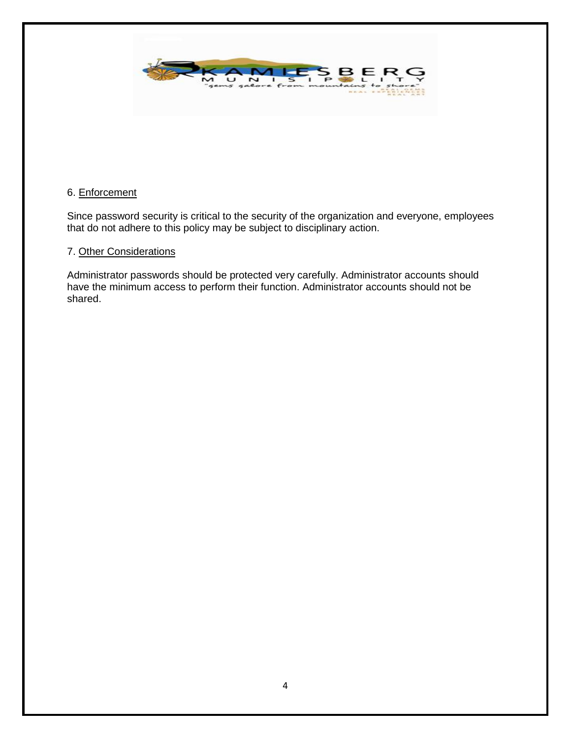6. Enforcement

Since password security is critical to the security of the organization and everyone, employees that do not adhere to this policy may be subject to disciplinary action.

7. Other Considerations

Administrator passwords should be protected very carefully. Administrator accounts should have the minimum access to perform their function. Administrator accounts should not be shared.